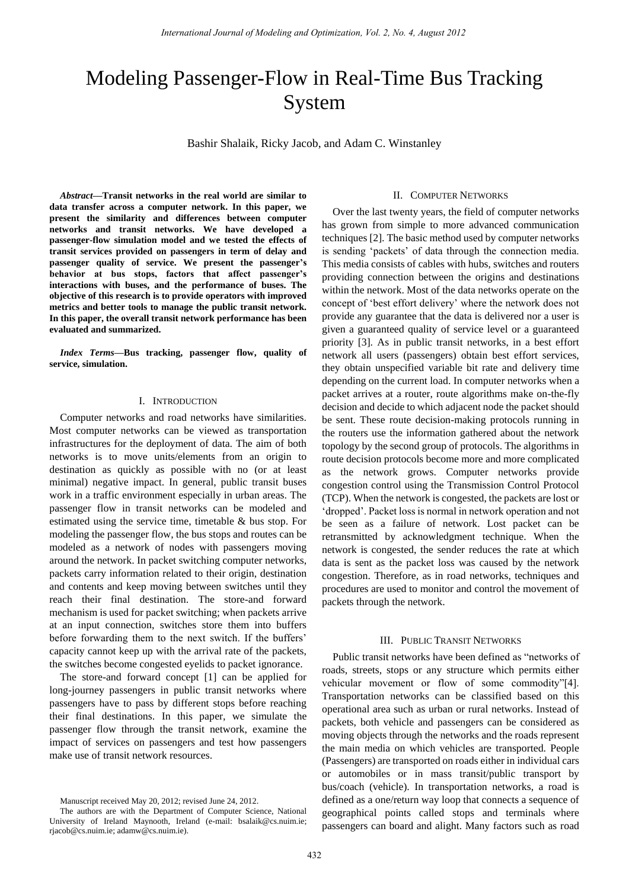# Modeling Passenger-Flow in Real-Time Bus Tracking System

Bashir Shalaik, Ricky Jacob, and Adam C. Winstanley

***Abstract*—Transit networks in the real world are similar to data transfer across a computer network. In this paper, we present the similarity and differences between computer networks and transit networks. We have developed a passenger-flow simulation model and we tested the effects of transit services provided on passengers in term of delay and passenger quality of service. We present the passenger's behavior at bus stops, factors that affect passenger's interactions with buses, and the performance of buses. The objective of this research is to provide operators with improved metrics and better tools to manage the public transit network. In this paper, the overall transit network performance has been evaluated and summarized.**

***Index Terms*—Bus tracking, passenger flow, quality of service, simulation.**

## I. Introduction

Computer networks and road networks have similarities. Most computer networks can be viewed as transportation infrastructures for the deployment of data. The aim of both networks is to move units/elements from an origin to destination as quickly as possible with no (or at least minimal) negative impact. In general, public transit buses work in a traffic environment especially in urban areas. The passenger flow in transit networks can be modeled and estimated using the service time, timetable & bus stop. For modeling the passenger flow, the bus stops and routes can be modeled as a network of nodes with passengers moving around the network. In packet switching computer networks, packets carry information related to their origin, destination and contents and keep moving between switches until they reach their final destination. The store-and forward mechanism is used for packet switching; when packets arrive at an input connection, switches store them into buffers before forwarding them to the next switch. If the buffers' capacity cannot keep up with the arrival rate of the packets, the switches become congested eyelids to packet ignorance.

The store-and forward concept [1] can be applied for long-journey passengers in public transit networks where passengers have to pass by different stops before reaching their final destinations. In this paper, we simulate the passenger flow through the transit network, examine the impact of services on passengers and test how passengers make use of transit network resources.

Manuscript received May 20, 2012; revised June 24, 2012.

The authors are with the Department of Computer Science, National University of Ireland Maynooth, Ireland (e-mail: bsalaik@cs.nuim.ie; rjacob@cs.nuim.ie; adamw@cs.nuim.ie).

## II. Computer Networks

Over the last twenty years, the field of computer networks has grown from simple to more advanced communication techniques [2]. The basic method used by computer networks is sending 'packets' of data through the connection media. This media consists of cables with hubs, switches and routers providing connection between the origins and destinations within the network. Most of the data networks operate on the concept of 'best effort delivery' where the network does not provide any guarantee that the data is delivered nor a user is given a guaranteed quality of service level or a guaranteed priority [3]. As in public transit networks, in a best effort network all users (passengers) obtain best effort services, they obtain unspecified variable bit rate and delivery time depending on the current load. In computer networks when a packet arrives at a router, route algorithms make on-the-fly decision and decide to which adjacent node the packet should be sent. These route decision-making protocols running in the routers use the information gathered about the network topology by the second group of protocols. The algorithms in route decision protocols become more and more complicated as the network grows. Computer networks provide congestion control using the Transmission Control Protocol (TCP). When the network is congested, the packets are lost or 'dropped'. Packet loss is normal in network operation and not be seen as a failure of network. Lost packet can be retransmitted by acknowledgment technique. When the network is congested, the sender reduces the rate at which data is sent as the packet loss was caused by the network congestion. Therefore, as in road networks, techniques and procedures are used to monitor and control the movement of packets through the network.

## III. Public Transit Networks

Public transit networks have been defined as "networks of roads, streets, stops or any structure which permits either vehicular movement or flow of some commodity"[4]. Transportation networks can be classified based on this operational area such as urban or rural networks. Instead of packets, both vehicle and passengers can be considered as moving objects through the networks and the roads represent the main media on which vehicles are transported. People (Passengers) are transported on roads either in individual cars or automobiles or in mass transit/public transport by bus/coach (vehicle). In transportation networks, a road is defined as a one/return way loop that connects a sequence of geographical points called stops and terminals where passengers can board and alight. Many factors such as road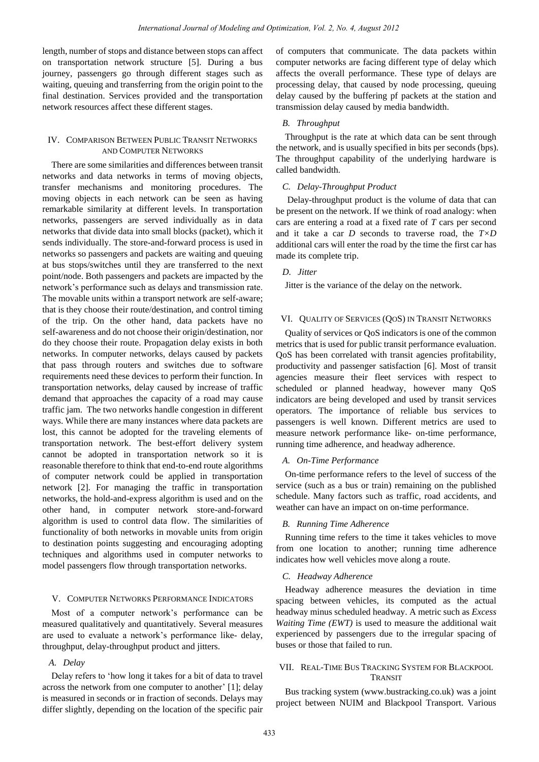length, number of stops and distance between stops can affect on transportation network structure [5]. During a bus journey, passengers go through different stages such as waiting, queuing and transferring from the origin point to the final destination. Services provided and the transportation network resources affect these different stages.

## IV. Comparison Between Public Transit Networks and Computer Networks

There are some similarities and differences between transit networks and data networks in terms of moving objects, transfer mechanisms and monitoring procedures. The moving objects in each network can be seen as having remarkable similarity at different levels. In transportation networks, passengers are served individually as in data networks that divide data into small blocks (packet), which it sends individually. The store-and-forward process is used in networks so passengers and packets are waiting and queuing at bus stops/switches until they are transferred to the next point/node. Both passengers and packets are impacted by the network's performance such as delays and transmission rate. The movable units within a transport network are self-aware; that is they choose their route/destination, and control timing of the trip. On the other hand, data packets have no self-awareness and do not choose their origin/destination, nor do they choose their route. Propagation delay exists in both networks. In computer networks, delays caused by packets that pass through routers and switches due to software requirements need these devices to perform their function. In transportation networks, delay caused by increase of traffic demand that approaches the capacity of a road may cause traffic jam. The two networks handle congestion in different ways. While there are many instances where data packets are lost, this cannot be adopted for the traveling elements of transportation network. The best-effort delivery system cannot be adopted in transportation network so it is reasonable therefore to think that end-to-end route algorithms of computer network could be applied in transportation network [2]. For managing the traffic in transportation networks, the hold-and-express algorithm is used and on the other hand, in computer network store-and-forward algorithm is used to control data flow. The similarities of functionality of both networks in movable units from origin to destination points suggesting and encouraging adopting techniques and algorithms used in computer networks to model passengers flow through transportation networks.

## V. Computer Networks Performance Indicators

Most of a computer network's performance can be measured qualitatively and quantitatively. Several measures are used to evaluate a network's performance like- delay, throughput, delay-throughput product and jitters.

### A. Delay

Delay refers to 'how long it takes for a bit of data to travel across the network from one computer to another' [1]; delay is measured in seconds or in fraction of seconds. Delays may differ slightly, depending on the location of the specific pair of computers that communicate. The data packets within computer networks are facing different type of delay which affects the overall performance. These type of delays are processing delay, that caused by node processing, queuing delay caused by the buffering pf packets at the station and transmission delay caused by media bandwidth.

### B. Throughput

Throughput is the rate at which data can be sent through the network, and is usually specified in bits per seconds (bps). The throughput capability of the underlying hardware is called bandwidth.

### C. Delay-Throughput Product

Delay-throughput product is the volume of data that can be present on the network. If we think of road analogy: when cars are entering a road at a fixed rate of $T$ cars per second and it take a car $D$ seconds to traverse road, the $T \times D$ additional cars will enter the road by the time the first car has made its complete trip.

### D. Jitter

Jitter is the variance of the delay on the network.

## VI. Quality of Services (QoS) in Transit Networks

Quality of services or QoS indicators is one of the common metrics that is used for public transit performance evaluation. QoS has been correlated with transit agencies profitability, productivity and passenger satisfaction [6]. Most of transit agencies measure their fleet services with respect to scheduled or planned headway, however many QoS indicators are being developed and used by transit services operators. The importance of reliable bus services to passengers is well known. Different metrics are used to measure network performance like- on-time performance, running time adherence, and headway adherence.

### A. On-Time Performance

On-time performance refers to the level of success of the service (such as a bus or train) remaining on the published schedule. Many factors such as traffic, road accidents, and weather can have an impact on on-time performance.

### B. Running Time Adherence

Running time refers to the time it takes vehicles to move from one location to another; running time adherence indicates how well vehicles move along a route.

### C. Headway Adherence

Headway adherence measures the deviation in time spacing between vehicles, its computed as the actual headway minus scheduled headway. A metric such as *Excess Waiting Time (EWT)* is used to measure the additional wait experienced by passengers due to the irregular spacing of buses or those that failed to run.

## VII. Real-Time Bus Tracking System for Blackpool Transit

Bus tracking system (www.bustracking.co.uk) was a joint project between NUIM and Blackpool Transport. Various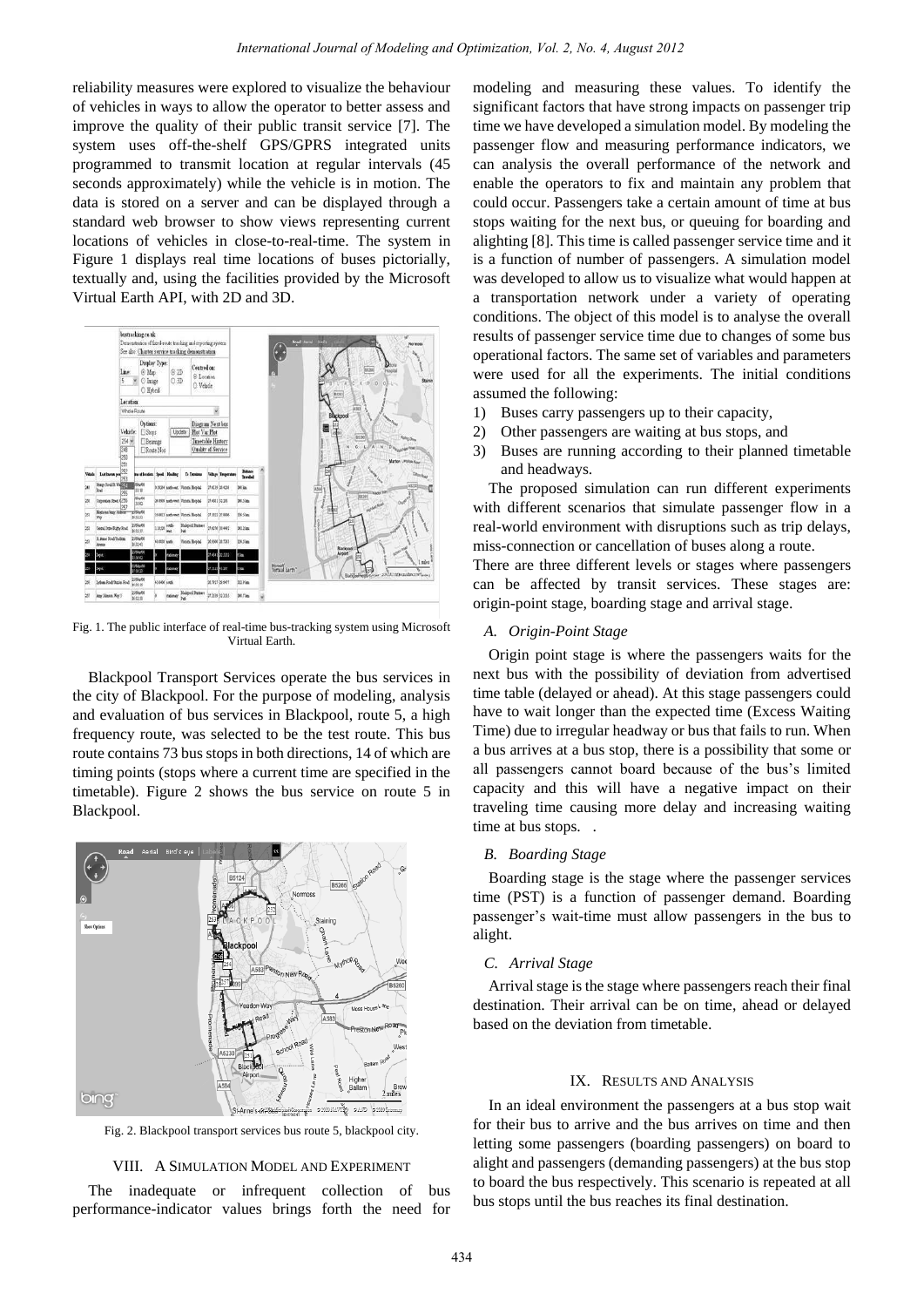reliability measures were explored to visualize the behaviour of vehicles in ways to allow the operator to better assess and improve the quality of their public transit service [7]. The system uses off-the-shelf GPS/GPRS integrated units programmed to transmit location at regular intervals (45 seconds approximately) while the vehicle is in motion. The data is stored on a server and can be displayed through a standard web browser to show views representing current locations of vehicles in close-to-real-time. The system in Figure 1 displays real time locations of buses pictorially, textually and, using the facilities provided by the Microsoft Virtual Earth API, with 2D and 3D.

Fig. 1. The public interface of real-time bus-tracking system using Microsoft Virtual Earth.

Blackpool Transport Services operate the bus services in the city of Blackpool. For the purpose of modeling, analysis and evaluation of bus services in Blackpool, route 5, a high frequency route, was selected to be the test route. This bus route contains 73 bus stops in both directions, 14 of which are timing points (stops where a current time are specified in the timetable). Figure 2 shows the bus service on route 5 in Blackpool.

Fig. 2. Blackpool transport services bus route 5, blackpool city.

## VIII. A Simulation Model and Experiment

The inadequate or infrequent collection of bus performance-indicator values brings forth the need for modeling and measuring these values. To identify the significant factors that have strong impacts on passenger trip time we have developed a simulation model. By modeling the passenger flow and measuring performance indicators, we can analysis the overall performance of the network and enable the operators to fix and maintain any problem that could occur. Passengers take a certain amount of time at bus stops waiting for the next bus, or queuing for boarding and alighting [8]. This time is called passenger service time and it is a function of number of passengers. A simulation model was developed to allow us to visualize what would happen at a transportation network under a variety of operating conditions. The object of this model is to analyse the overall results of passenger service time due to changes of some bus operational factors. The same set of variables and parameters were used for all the experiments. The initial conditions assumed the following:

1) Buses carry passengers up to their capacity,
2) Other passengers are waiting at bus stops, and
3) Buses are running according to their planned timetable and headways.

The proposed simulation can run different experiments with different scenarios that simulate passenger flow in a real-world environment with disruptions such as trip delays, miss-connection or cancellation of buses along a route.

There are three different levels or stages where passengers can be affected by transit services. These stages are: origin-point stage, boarding stage and arrival stage.

### A. Origin-Point Stage

Origin point stage is where the passengers waits for the next bus with the possibility of deviation from advertised time table (delayed or ahead). At this stage passengers could have to wait longer than the expected time (Excess Waiting Time) due to irregular headway or bus that fails to run. When a bus arrives at a bus stop, there is a possibility that some or all passengers cannot board because of the bus's limited capacity and this will have a negative impact on their traveling time causing more delay and increasing waiting time at bus stops. .

### B. Boarding Stage

Boarding stage is the stage where the passenger services time (PST) is a function of passenger demand. Boarding passenger's wait-time must allow passengers in the bus to alight.

### C. Arrival Stage

Arrival stage is the stage where passengers reach their final destination. Their arrival can be on time, ahead or delayed based on the deviation from timetable.

## IX. Results and Analysis

In an ideal environment the passengers at a bus stop wait for their bus to arrive and the bus arrives on time and then letting some passengers (boarding passengers) on board to alight and passengers (demanding passengers) at the bus stop to board the bus respectively. This scenario is repeated at all bus stops until the bus reaches its final destination.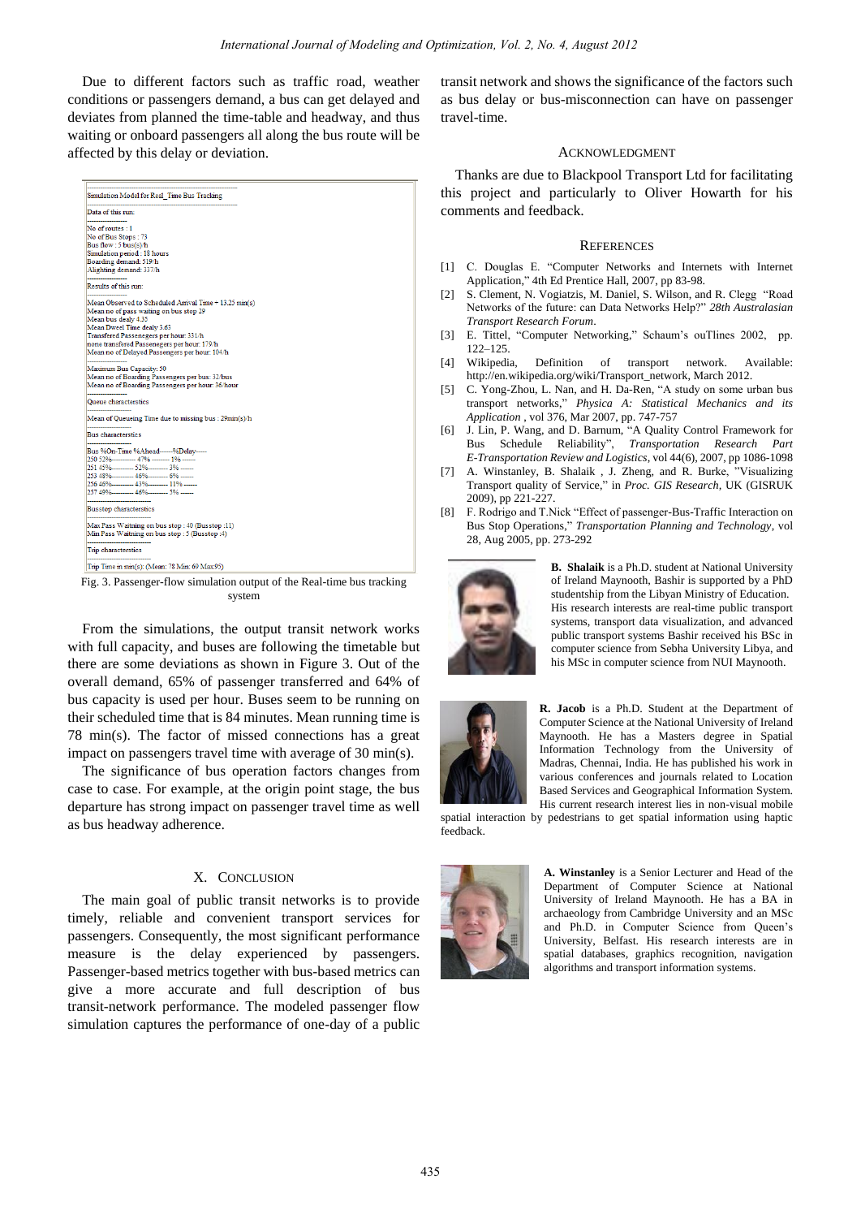Due to different factors such as traffic road, weather conditions or passengers demand, a bus can get delayed and deviates from planned the time-table and headway, and thus waiting or onboard passengers all along the bus route will be affected by this delay or deviation.

```
Simulation Model for Real_Time Bus Tracking

Data of this run:
No of routes : 1
No of Bus Stops : 73
Bus flow : 5 bus(s)/h
Simulation period : 18 hours
Boarding demand: 519/h
Alighting demand: 337/h

Results of this run:
Mean Observed to Scheduled Arrival Time = 13.25 min(s)
Mean no of pass waiting on bus stop 29
Mean bus dealy 4.35
Mean Dwell Time dealy 3.63
Transfered Passeengers per hour: 331/h
none transfered Passeengers per hour: 179/h
Mean no of Delayed Passengers per hour: 104/h

Maximum Bus Capacity: 50
Mean no of Boarding Pass engers per bus: 32/bus
Mean no of Boarding Passengers per hour: 36/hour

Queue characterstics
Mean of Queueing Time due to missing bus : 29min(s)/h

Bus characterstics
Bus %On-Time %Ahead------%Delay-----
250 52%----------- 47% --------- 1% ------
251 45%----------- 52%--------- 3% ------
253 48%----------- 46%--------- 6% ------
256 46%----------- 43%--------- 11% ------
257 49%----------- 46%--------- 5% ------

Busstop characterstics
Max Pass Waiting on bus stop : 40 (Busstop :11)
Min Pass Waiting on bus stop : 5 (Busstop :4)

Trip characterstics
Trip Time in min(s): (Mean: 78 Min: 69 Max:95)
```

Fig. 3. Passenger-flow simulation output of the Real-time bus tracking system

From the simulations, the output transit network works with full capacity, and buses are following the timetable but there are some deviations as shown in Figure 3. Out of the overall demand, 65% of passenger transferred and 64% of bus capacity is used per hour. Buses seem to be running on their scheduled time that is 84 minutes. Mean running time is 78 min(s). The factor of missed connections has a great impact on passengers travel time with average of 30 min(s).

The significance of bus operation factors changes from case to case. For example, at the origin point stage, the bus departure has strong impact on passenger travel time as well as bus headway adherence.

## X. Conclusion

The main goal of public transit networks is to provide timely, reliable and convenient transport services for passengers. Consequently, the most significant performance measure is the delay experienced by passengers. Passenger-based metrics together with bus-based metrics can give a more accurate and full description of bus transit-network performance. The modeled passenger flow simulation captures the performance of one-day of a public transit network and shows the significance of the factors such as bus delay or bus-misconnection can have on passenger travel-time.

## Acknowledgment

Thanks are due to Blackpool Transport Ltd for facilitating this project and particularly to Oliver Howarth for his comments and feedback.

## References

[1] C. Douglas E. "Computer Networks and Internets with Internet Application," 4th Ed Prentice Hall, 2007, pp 83-98.

[2] S. Clement, N. Vogiatzis, M. Daniel, S. Wilson, and R. Clegg "Road Networks of the future: can Data Networks Help?" *28th Australasian Transport Research Forum*.

[3] E. Tittel, "Computer Networking," Schaum's ouTlines 2002, pp. 122–125.

[4] Wikipedia, Definition of transport network. Available: http://en.wikipedia.org/wiki/Transport_network, March 2012.

[5] C. Yong-Zhou, L. Nan, and H. Da-Ren, "A study on some urban bus transport networks," *Physica A: Statistical Mechanics and its Application*, vol 376, Mar 2007, pp. 747-757

[6] J. Lin, P. Wang, and D. Barnum, "A Quality Control Framework for Bus Schedule Reliability", *Transportation Research Part E-Transportation Review and Logistics*, vol 44(6), 2007, pp 1086-1098

[7] A. Winstanley, B. Shalaik , J. Zheng, and R. Burke, "Visualizing Transport quality of Service," in *Proc. GIS Research*, UK (GISRUK 2009), pp 221-227.

[8] F. Rodrigo and T.Nick "Effect of passenger-Bus-Traffic Interaction on Bus Stop Operations," *Transportation Planning and Technology*, vol 28, Aug 2005, pp. 273-292

**B. Shalaik** is a Ph.D. student at National University of Ireland Maynooth, Bashir is supported by a PhD studentship from the Libyan Ministry of Education. His research interests are real-time public transport systems, transport data visualization, and advanced public transport systems Bashir received his BSc in computer science from Sebha University Libya, and his MSc in computer science from NUI Maynooth.

**R. Jacob** is a Ph.D. Student at the Department of Computer Science at the National University of Ireland Maynooth. He has a Masters degree in Spatial Information Technology from the University of Madras, Chennai, India. He has published his work in various conferences and journals related to Location Based Services and Geographical Information System. His current research interest lies in non-visual mobile spatial interaction by pedestrians to get spatial information using haptic feedback.

**A. Winstanley** is a Senior Lecturer and Head of the Department of Computer Science at National University of Ireland Maynooth. He has a BA in archaeology from Cambridge University and an MSc and Ph.D. in Computer Science from Queen's University, Belfast. His research interests are in spatial databases, graphics recognition, navigation algorithms and transport information systems.